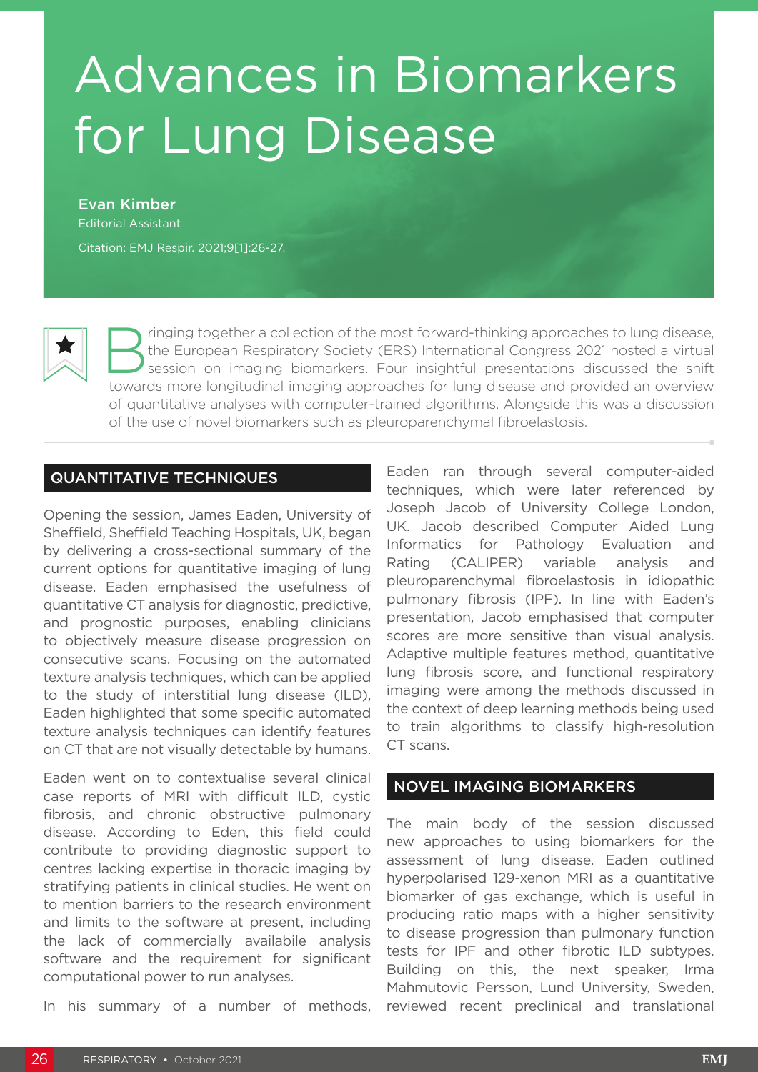# Advances in Biomarkers for Lung Disease

**Evan Kimber**
Editorial Assistant

Citation: EMJ Respir. 2021;9[1]:26-27.

Bringing together a collection of the most forward-thinking approaches to lung disease, the European Respiratory Society (ERS) International Congress 2021 hosted a virtual session on imaging biomarkers. Four insightful presentations discussed the shift towards more longitudinal imaging approaches for lung disease and provided an overview of quantitative analyses with computer-trained algorithms. Alongside this was a discussion of the use of novel biomarkers such as pleuroparenchymal fibroelastosis.

## QUANTITATIVE TECHNIQUES

Opening the session, James Eaden, University of Sheffield, Sheffield Teaching Hospitals, UK, began by delivering a cross-sectional summary of the current options for quantitative imaging of lung disease. Eaden emphasised the usefulness of quantitative CT analysis for diagnostic, predictive, and prognostic purposes, enabling clinicians to objectively measure disease progression on consecutive scans. Focusing on the automated texture analysis techniques, which can be applied to the study of interstitial lung disease (ILD), Eaden highlighted that some specific automated texture analysis techniques can identify features on CT that are not visually detectable by humans.

Eaden went on to contextualise several clinical case reports of MRI with difficult ILD, cystic fibrosis, and chronic obstructive pulmonary disease. According to Eden, this field could contribute to providing diagnostic support to centres lacking expertise in thoracic imaging by stratifying patients in clinical studies. He went on to mention barriers to the research environment and limits to the software at present, including the lack of commercially available analysis software and the requirement for significant computational power to run analyses.

In his summary of a number of methods, Eaden ran through several computer-aided techniques, which were later referenced by Joseph Jacob of University College London, UK. Jacob described Computer Aided Lung Informatics for Pathology Evaluation and Rating (CALIPER) variable analysis and pleuroparenchymal fibroelastosis in idiopathic pulmonary fibrosis (IPF). In line with Eaden's presentation, Jacob emphasised that computer scores are more sensitive than visual analysis. Adaptive multiple features method, quantitative lung fibrosis score, and functional respiratory imaging were among the methods discussed in the context of deep learning methods being used to train algorithms to classify high-resolution CT scans.

## NOVEL IMAGING BIOMARKERS

The main body of the session discussed new approaches to using biomarkers for the assessment of lung disease. Eaden outlined hyperpolarised 129-xenon MRI as a quantitative biomarker of gas exchange, which is useful in producing ratio maps with a higher sensitivity to disease progression than pulmonary function tests for IPF and other fibrotic ILD subtypes. Building on this, the next speaker, Irma Mahmutovic Persson, Lund University, Sweden, reviewed recent preclinical and translational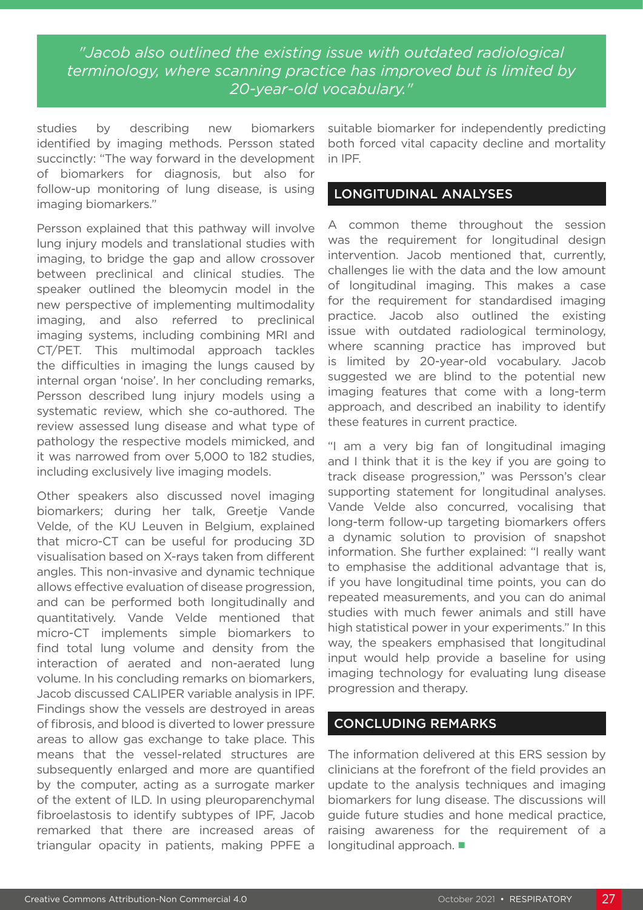> *"Jacob also outlined the existing issue with outdated radiological terminology, where scanning practice has improved but is limited by 20-year-old vocabulary."*

studies by describing new biomarkers identified by imaging methods. Persson stated succinctly: "The way forward in the development of biomarkers for diagnosis, but also for follow-up monitoring of lung disease, is using imaging biomarkers."

Persson explained that this pathway will involve lung injury models and translational studies with imaging, to bridge the gap and allow crossover between preclinical and clinical studies. The speaker outlined the bleomycin model in the new perspective of implementing multimodality imaging, and also referred to preclinical imaging systems, including combining MRI and CT/PET. This multimodal approach tackles the difficulties in imaging the lungs caused by internal organ 'noise'. In her concluding remarks, Persson described lung injury models using a systematic review, which she co-authored. The review assessed lung disease and what type of pathology the respective models mimicked, and it was narrowed from over 5,000 to 182 studies, including exclusively live imaging models.

Other speakers also discussed novel imaging biomarkers; during her talk, Greetje Vande Velde, of the KU Leuven in Belgium, explained that micro-CT can be useful for producing 3D visualisation based on X-rays taken from different angles. This non-invasive and dynamic technique allows effective evaluation of disease progression, and can be performed both longitudinally and quantitatively. Vande Velde mentioned that micro-CT implements simple biomarkers to find total lung volume and density from the interaction of aerated and non-aerated lung volume. In his concluding remarks on biomarkers, Jacob discussed CALIPER variable analysis in IPF. Findings show the vessels are destroyed in areas of fibrosis, and blood is diverted to lower pressure areas to allow gas exchange to take place. This means that the vessel-related structures are subsequently enlarged and more are quantified by the computer, acting as a surrogate marker of the extent of ILD. In using pleuroparenchymal fibroelastosis to identify subtypes of IPF, Jacob remarked that there are increased areas of triangular opacity in patients, making PPFE a suitable biomarker for independently predicting both forced vital capacity decline and mortality in IPF.

## LONGITUDINAL ANALYSES

A common theme throughout the session was the requirement for longitudinal design intervention. Jacob mentioned that, currently, challenges lie with the data and the low amount of longitudinal imaging. This makes a case for the requirement for standardised imaging practice. Jacob also outlined the existing issue with outdated radiological terminology, where scanning practice has improved but is limited by 20-year-old vocabulary. Jacob suggested we are blind to the potential new imaging features that come with a long-term approach, and described an inability to identify these features in current practice.

"I am a very big fan of longitudinal imaging and I think that it is the key if you are going to track disease progression," was Persson's clear supporting statement for longitudinal analyses. Vande Velde also concurred, vocalising that long-term follow-up targeting biomarkers offers a dynamic solution to provision of snapshot information. She further explained: "I really want to emphasise the additional advantage that is, if you have longitudinal time points, you can do repeated measurements, and you can do animal studies with much fewer animals and still have high statistical power in your experiments." In this way, the speakers emphasised that longitudinal input would help provide a baseline for using imaging technology for evaluating lung disease progression and therapy.

## CONCLUDING REMARKS

The information delivered at this ERS session by clinicians at the forefront of the field provides an update to the analysis techniques and imaging biomarkers for lung disease. The discussions will guide future studies and hone medical practice, raising awareness for the requirement of a longitudinal approach. ■